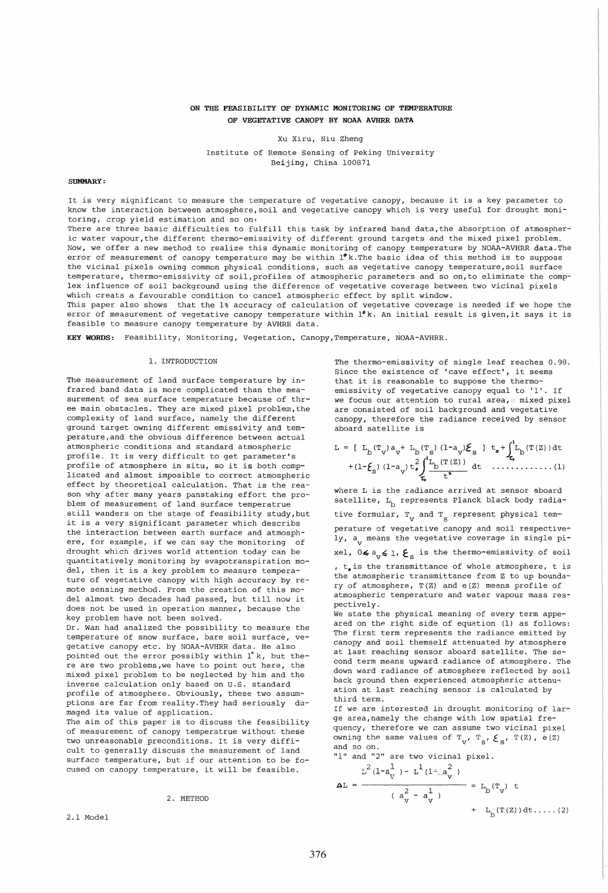# ON THE FEASIBILITY OF DYNAMIC MONITORING OF TEMPERATURE OF VEGETATIVE CANOPY BY NOAA AVHRR DATA

Xu Xiru, Niu Zheng

Institute of Remote Sensing of Peking University
Beijing, China 100871

**SUMMARY:**

It is very significant to measure the temperature of vegetative canopy, because it is a key parameter to know the interaction between atmosphere, soil and vegetative canopy which is very useful for drought monitoring, crop yield estimation and so on.
There are three basic difficulties to fulfill this task by infrared band data, the absorption of atmospheric water vapour, the different thermo-emissivity of different ground targets and the mixed pixel problem. Now, we offer a new method to realize this dynamic monitoring of canopy temperature by NOAA-AVHRR data. The error of measurement of canopy temperature may be within 1°k. The basic idea of this method is to suppose the vicinal pixels owning common physical conditions, such as vegetative canopy temperature, soil surface temperature, thermo-emissivity of soil, profiles of atmospheric parameters and so on, to eliminate the complex influence of soil background using the difference of vegetative coverage between two vicinal pixels which creats a favourable condition to cancel atmospheric effect by split window.
This paper also shows that the 1% accuracy of calculation of vegetative coverage is needed if we hope the error of measurement of vegetative canopy temperature within 1°k. An initial result is given, it says it is feasible to measure canopy temperature by AVHRR data.

**KEY WORDS:** Feasibility, Monitoring, Vegetation, Canopy, Temperature, NOAA-AVHRR.

## 1. INTRODUCTION

The measurement of land surface temperature by infrared band data is more complicated than the measurement of sea surface temperature because of three main obstacles. They are mixed pixel problem, the complexity of land surface, namely the different ground target owning different emissivity and temperature, and the obvious difference between actual atmospheric conditions and standard atmospheric profile. It is very difficult to get parameter's profile of atmosphere in situ, so it is both complicated and almost impossible to correct atmospheric effect by theoretical calculation. That is the reason why after many years panstaking effort the problem of measurement of land surface temperatrue still wanders on the stage of feasibility study, but it is a very significant parameter which describs the interaction between earth surface and atmosphere, for example, if we can say the monitoring of drought which drives world attention today can be quantitatively monitoring by evapotranspiration model, then it is a key problem to measure temperature of vegetative canopy with high accuracy by remote sensing method. From the creation of this model almost two decades had passed, but till now it does not be used in operation manner, because the key problem have not been solved.
Dr. Wan had analized the possibility to measure the temperature of snow surface, bare soil surface, vegetative canopy etc. by NOAA-AVHRR data. He also pointed out the error possibly within 1°k, but there are two problems, we have to point out here, the mixed pixel problem to be neglected by him and the inverse calculation only based on U.S. standard profile of atmosphere. Obviously, these two assumptions are far from reality. They had seriously damaged its value of application.
The aim of this paper is to discuss the feasibility of measurement of canopy temperatrue without these two unreasonable preconditions. It is very difficult to generally discuss the measurement of land surface temperature, but if our attention to be focused on canopy temperature, it will be feasible.

## 2. METHOD

### 2.1 Model

The thermo-emissivity of single leaf reaches 0.98. Since the existence of 'cave effect', it seems that it is reasonable to suppose the thermo-emissivity of vegetative canopy equal to '1'. If we focus our attention to rural area, mixed pixel are consisted of soil background and vegetative canopy, therefore the radiance received by sensor aboard satellite is

$$L = [\, L_b(T_v)a_v + L_b(T_s)(1-a_v)\varepsilon_s \,]\, t_0 + \int_{t_0}^{1} L_b(T(Z))dt + (1-\varepsilon_s)(1-a_v)t_0^2 \int_{t_0}^{1} \frac{L_b(T(Z))}{t^2}dt \quad \ldots\ldots\ldots\ldots (1)$$

where L is the radiance arrived at sensor aboard satellite, $L_b$ represents Planck black body radiative formular, $T_v$ and $T_s$ represent physical temperature of vegetative canopy and soil respectively, $a_v$ means the vegetative coverage in single pixel, $0 \leq a_v \leq 1$, $\varepsilon_s$ is the thermo-emissivity of soil, $t_0$ is the transmittance of whole atmosphere, t is the atmospheric transmittance from Z to up boundary of atmosphere, T(Z) and e(Z) means profile of atmospheric temperature and water vapour mass respectively.
We state the physical meaning of every term appeared on the right side of equation (1) as follows: The first term represents the radiance emitted by canopy and soil themself attenuated by atmosphere at last reaching sensor aboard satellite. The second term means upward radiance of atmosphere. The down ward radiance of atmosphere reflected by soil back ground then experienced atmospheric attenuation at last reaching sensor is calculated by third term.
If we are interested in drought monitoring of large area, namely the change with low spatial frequency, therefore we can assume two vicinal pixel owning the same values of $T_v$, $T_s$, $\varepsilon_s$, T(Z), e(Z) and so on.
"1" and "2" are two vicinal pixel.

$$\Delta L = \frac{L^2(1-a_v^1) - L^1(1-a_v^2)}{(a_v^2 - a_v^1)} = L_b(T_v)\, t + L_b(T(Z))dt \ldots\ldots (2)$$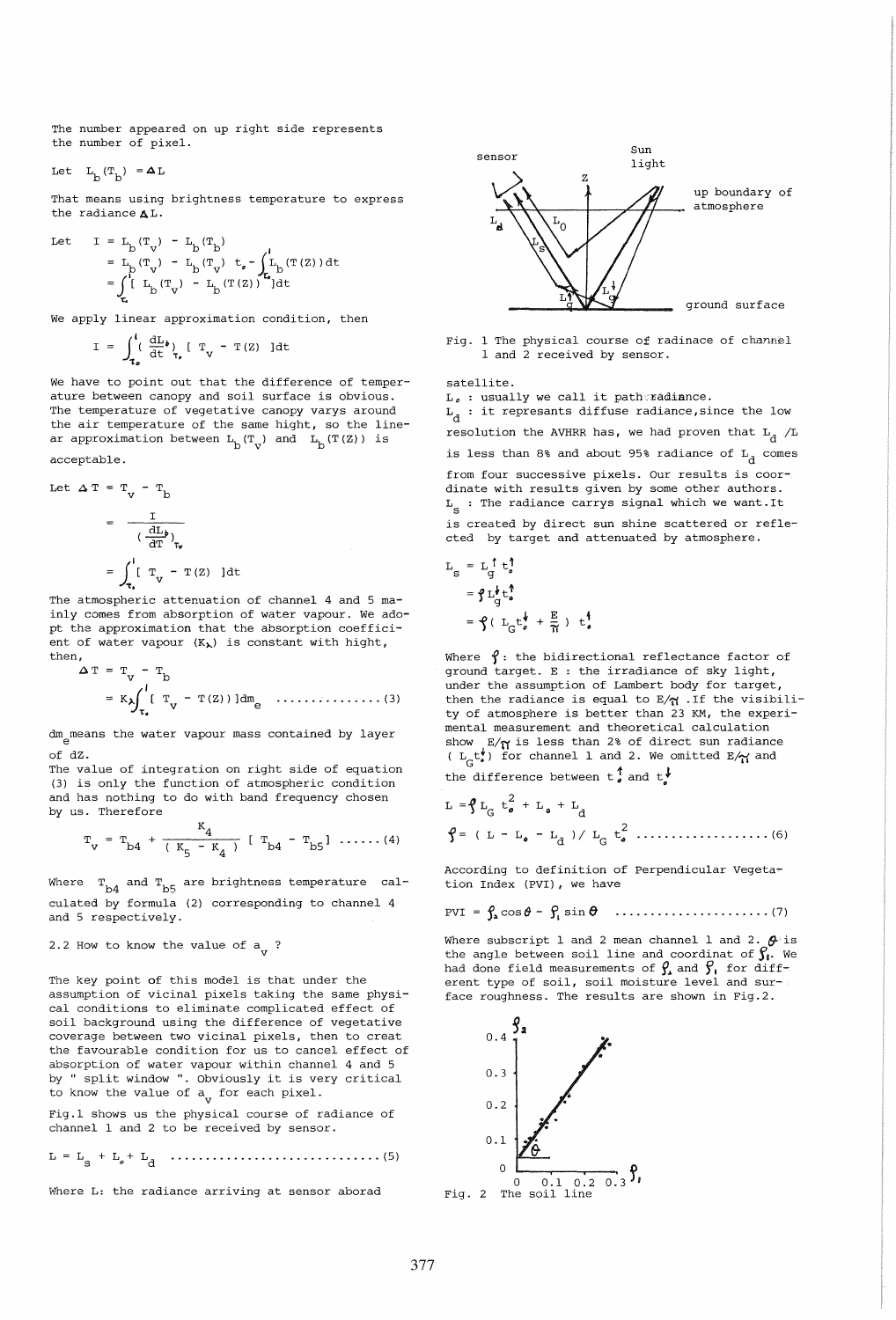The number appeared on up right side represents the number of pixel.

Let $L_b(T_b) = \Delta L$

That means using brightness temperature to express the radiance $\Delta L$.

Let

$$
\begin{aligned}
I &= L_b(T_v) - L_b(T_b) \\
&= L_b(T_v) - L_b(T_v)\, t_0 - \int_{\tau_0}^{1} L_b(T(Z))\,dt \\
&= \int_{\tau_0}^{1} [\, L_b(T_v) - L_b(T(Z))\,]dt
\end{aligned}
$$

We apply linear approximation condition, then

$$
I = \int_{\tau_0}^{1} \left(\frac{dL_b}{dt}\right)_{\tau_v} [\, T_v - T(Z)\,]dt
$$

We have to point out that the difference of temperature between canopy and soil surface is obvious. The temperature of vegetative canopy varys around the air temperature of the same hight, so the linear approximation between $L_b(T_v)$ and $L_b(T(Z))$ is acceptable.

Let

$$
\begin{aligned}
\Delta T &= T_v - T_b \\
&= \frac{I}{\left(\frac{dL_b}{dT}\right)_{T_v}} \\
&= \int_{\tau_0}^{1} [\, T_v - T(Z)\,]dt
\end{aligned}
$$

The atmospheric attenuation of channel 4 and 5 mainly comes from absorption of water vapour. We adopt the approximation that the absorption coefficient of water vapour ($K_\lambda$) is constant with hight, then,

$$
\begin{aligned}
\Delta T &= T_v - T_b \\
&= K_\lambda \int_{\tau_0}^{1} [\, T_v - T(Z)\,]\,dm_e \quad \text{............... (3)}
\end{aligned}
$$

$dm_e$ means the water vapour mass contained by layer of $dZ$.

The value of integration on right side of equation (3) is only the function of atmospheric condition and has nothing to do with band frequency chosen by us. Therefore

$$
T_v = T_{b4} + \frac{K_4}{(K_5 - K_4)}\,[\, T_{b4} - T_{b5}\,] \quad \text{...... (4)}
$$

Where $T_{b4}$ and $T_{b5}$ are brightness temperature calculated by formula (2) corresponding to channel 4 and 5 respectively.

## 2.2 How to know the value of $a_v$ ?

The key point of this model is that under the assumption of vicinal pixels taking the same physical conditions to eliminate complicated effect of soil background using the difference of vegetative coverage between two vicinal pixels, then to creat the favourable condition for us to cancel effect of absorption of water vapour within channel 4 and 5 by " split window ". Obviously it is very critical to know the value of $a_v$ for each pixel.

Fig.1 shows us the physical course of radiance of channel 1 and 2 to be received by sensor.

$$
L = L_s + L_0 + L_d \quad \text{.............................. (5)}
$$

Where L: the radiance arriving at sensor aborad satellite.

Fig. 1 The physical course of radinace of channel 1 and 2 received by sensor.

$L_0$ : usually we call it path radiance.

$L_d$ : it represants diffuse radiance, since the low resolution the AVHRR has, we had proven that $L_d$ /L is less than 8% and about 95% radiance of $L_d$ comes from four successive pixels. Our results is coordinate with results given by some other authors.

$L_s$ : The radiance carrys signal which we want. It is created by direct sun shine scattered or reflected by target and attenuated by atmosphere.

$$
\begin{aligned}
L_s &= L_g^{\uparrow}\, t_0^{\uparrow} \\
&= \rho\, L_g^{\downarrow}\, t_0^{\uparrow} \\
&= \rho\left( L_G t_0^{\downarrow} + \frac{E}{\pi} \right) t_0^{\uparrow}
\end{aligned}
$$

Where $\rho$: the bidirectional reflectance factor of ground target. E : the irradiance of sky light, under the assumption of Lambert body for target, then the radiance is equal to $E/\pi$ . If the visibility of atmosphere is better than 23 KM, the experimental measurement and theoretical calculation show $E/\pi$ is less than 2% of direct sun radiance ( $L_G t_0^{\downarrow}$) for channel 1 and 2. We omitted $E/\pi$ and the difference between $t_0^{\uparrow}$ and $t_0^{\downarrow}$

$$
L = \rho\, L_G\, t_0^2 + L_0 + L_d
$$

$$
\rho = (\, L - L_0 - L_d\,)/\, L_G\, t_0^2 \quad \text{.................. (6)}
$$

According to definition of Perpendicular Vegetation Index (PVI), we have

$$
PVI = \rho_2 \cos\theta - \rho_1 \sin\theta \quad \text{..................... (7)}
$$

Where subscript 1 and 2 mean channel 1 and 2. $\theta$ is the angle between soil line and coordinat of $\rho_1$. We had done field measurements of $\rho_2$ and $\rho_1$ for different type of soil, soil moisture level and surface roughness. The results are shown in Fig.2.

Fig. 2 The soil line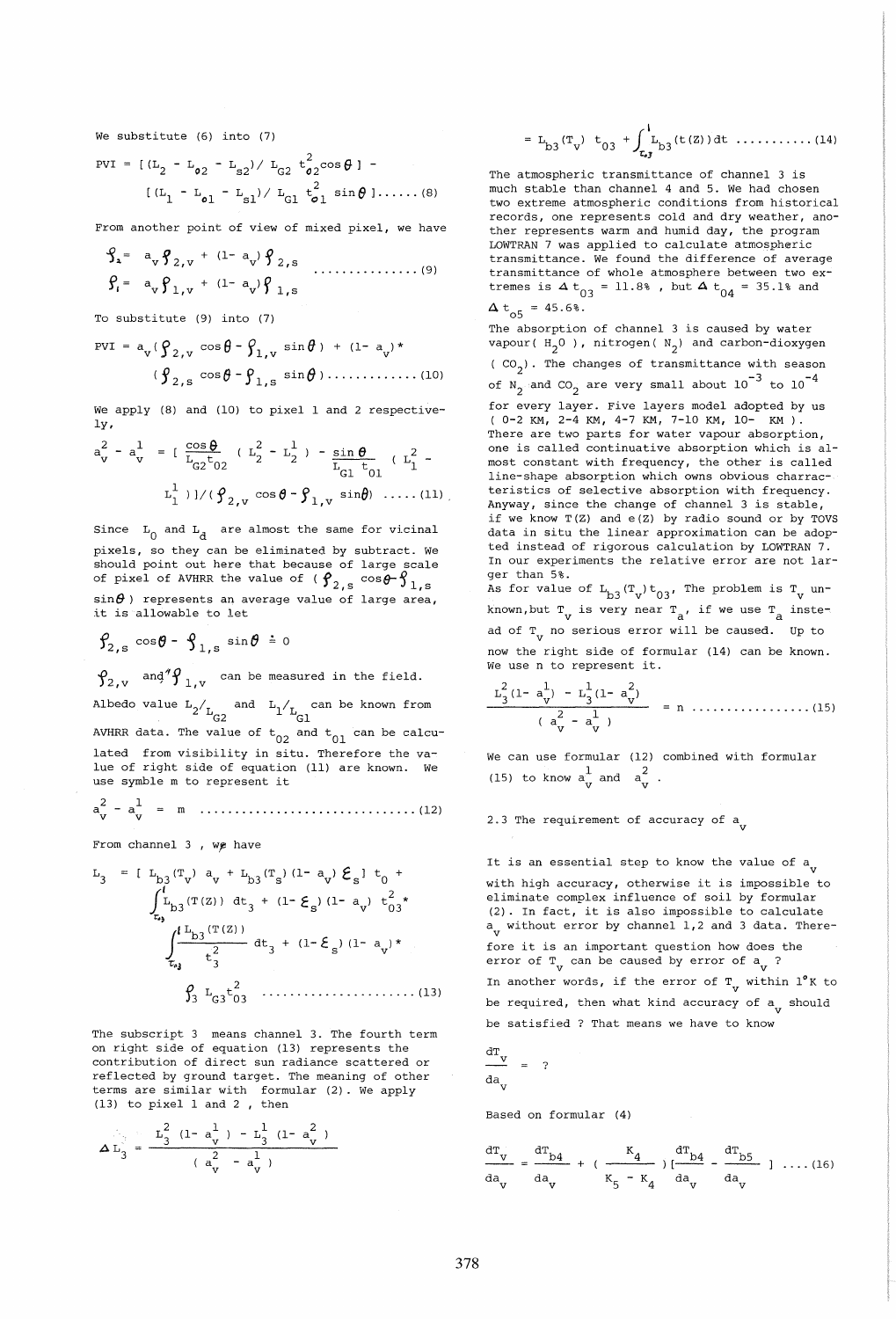We substitute (6) into (7)

$$PVI = [(L_2 - L_{o2} - L_{s2})/ L_{G2}\, t_{o2}^2 \cos\theta] - [(L_1 - L_{o1} - L_{s1})/ L_{G1}\, t_{o1}^2 \sin\theta] \ldots\ldots (8)$$

From another point of view of mixed pixel, we have

$$\rho_2 = a_v \rho_{2,v} + (1- a_v) \rho_{2,s}$$
$$\rho_1 = a_v \rho_{1,v} + (1- a_v) \rho_{1,s} \quad \ldots\ldots\ldots\ldots\ldots (9)$$

To substitute (9) into (7)

$$PVI = a_v(\rho_{2,v} \cos\theta - \rho_{1,v} \sin\theta) + (1- a_v)*(\rho_{2,s} \cos\theta - \rho_{1,s} \sin\theta) \ldots\ldots\ldots\ldots (10)$$

We apply (8) and (10) to pixel 1 and 2 respectively,

$$a_v^2 - a_v^1 = [\frac{\cos\theta}{L_{G2} t_{02}} (L_2^2 - L_2^1) - \frac{\sin\theta}{L_{G1} t_{01}} (L_1^2 - L_1^1)]/(\rho_{2,v} \cos\theta - \rho_{1,v} \sin\theta) \ldots\ldots (11)$$

Since $L_0$ and $L_d$ are almost the same for vicinal pixels, so they can be eliminated by subtract. We should point out here that because of large scale of pixel of AVHRR the value of ($\rho_{2,s} \cos\theta - \rho_{1,s} \sin\theta$) represents an average value of large area, it is allowable to let

$$\rho_{2,s} \cos\theta - \rho_{1,s} \sin\theta \doteq 0$$

$\rho_{2,v}$ and $\rho_{1,v}$ can be measured in the field. Albedo value $L_2/L_{G2}$ and $L_1/L_{G1}$ can be known from AVHRR data. The value of $t_{02}$ and $t_{01}$ can be calculated from visibility in situ. Therefore the value of right side of equation (11) are known. We use symble m to represent it

$$a_v^2 - a_v^1 = m \quad \ldots\ldots\ldots\ldots\ldots\ldots\ldots\ldots\ldots\ldots (12)$$

From channel 3 , we have

$$L_3 = [L_{b3}(T_v)\, a_v + L_{b3}(T_s)(1- a_v)\,\varepsilon_s]\, t_0 + \int_{t_{03}}^{1} L_{b3}(T(Z))\, dt_3 + (1- \varepsilon_s)(1- a_v)\, t_{03}^2 * \int_{t_{03}}^{1} \frac{L_{b3}(T(Z))}{t_3^2}\, dt_3 + (1- \varepsilon_s)(1- a_v) * \rho_3\, L_{G3} t_{03}^2 \quad \ldots\ldots\ldots (13)$$

The subscript 3 means channel 3. The fourth term on right side of equation (13) represents the contribution of direct sun radiance scattered or reflected by ground target. The meaning of other terms are similar with formular (2). We apply (13) to pixel 1 and 2 , then

$$\Delta L_3 = \frac{L_3^2 (1- a_v^1) - L_3^1 (1- a_v^2)}{(a_v^2 - a_v^1)}$$

$$= L_{b3}(T_v)\, t_{03} + \int_{t_{03}}^{1} L_{b3}(t(Z))\, dt \quad \ldots\ldots\ldots\ldots (14)$$

The atmospheric transmittance of channel 3 is much stable than channel 4 and 5. We had chosen two extreme atmospheric conditions from historical records, one represents cold and dry weather, another represents warm and humid day, the program LOWTRAN 7 was applied to calculate atmospheric transmittance. We found the difference of average transmittance of whole atmosphere between two extremes is $\Delta t_{03} = 11.8\%$ , but $\Delta t_{04} = 35.1\%$ and $\Delta t_{o5} = 45.6\%$.

The absorption of channel 3 is caused by water vapour( $H_2O$ ), nitrogen( $N_2$) and carbon-dioxygen ( $CO_2$). The changes of transmittance with season of $N_2$ and $CO_2$ are very small about $10^{-3}$ to $10^{-4}$ for every layer. Five layers model adopted by us ( 0-2 KM, 2-4 KM, 4-7 KM, 7-10 KM, 10- KM ). There are two parts for water vapour absorption, one is called continuative absorption which is almost constant with frequency, the other is called line-shape absorption which owns obvious charracteristics of selective absorption with frequency. Anyway, since the change of channel 3 is stable, if we know T(Z) and e(Z) by radio sound or by TOVS data in situ the linear approximation can be adopted instead of rigorous calculation by LOWTRAN 7. In our experiments the relative error are not larger than 5%.

As for value of $L_{b3}(T_v)t_{03}$, The problem is $T_v$ unknown,but $T_v$ is very near $T_a$, if we use $T_a$ instead of $T_v$ no serious error will be caused. Up to now the right side of formular (14) can be known. We use n to represent it.

$$\frac{L_3^2(1- a_v^1) - L_3^1(1- a_v^2)}{(a_v^2 - a_v^1)} = n \quad \ldots\ldots\ldots\ldots\ldots\ldots (15)$$

We can use formular (12) combined with formular (15) to know $a_v^1$ and $a_v^2$ .

### 2.3 The requirement of accuracy of $a_v$

It is an essential step to know the value of $a_v$ with high accuracy, otherwise it is impossible to eliminate complex influence of soil by formular (2). In fact, it is also impossible to calculate $a_v$ without error by channel 1,2 and 3 data. Therefore it is an important question how does the error of $T_v$ can be caused by error of $a_v$ ?

In another words, if the error of $T_v$ within 1°K to be required, then what kind accuracy of $a_v$ should be satisfied ? That means we have to know

$$\frac{dT_v}{da_v} = ?$$

Based on formular (4)

$$\frac{dT_v}{da_v} = \frac{dT_{b4}}{da_v} + (\frac{K_4}{K_5 - K_4})[\frac{dT_{b4}}{da_v} - \frac{dT_{b5}}{da_v}] \quad \ldots\ldots (16)$$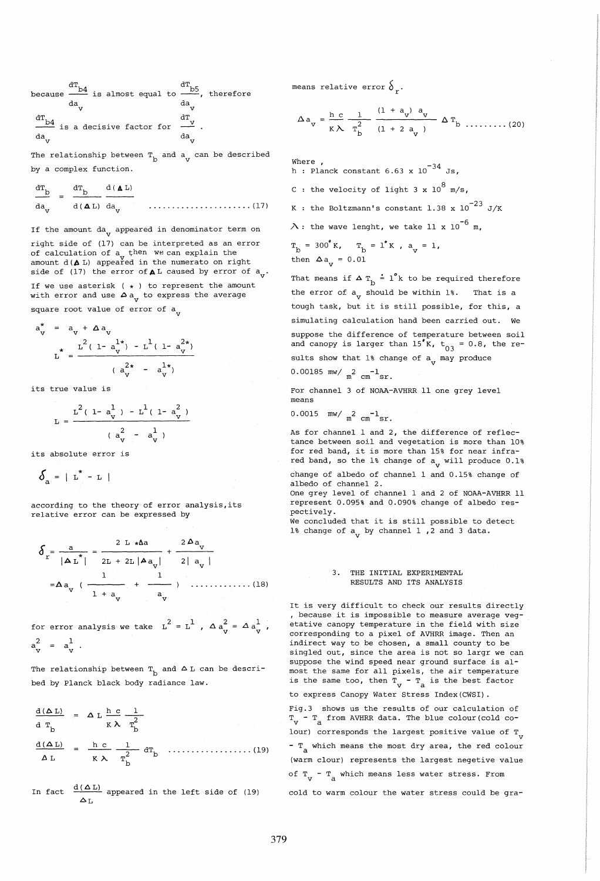because $\frac{dT_{b4}}{da_v}$ is almost equal to $\frac{dT_{b5}}{da_v}$, therefore $\frac{dT_{b4}}{da_v}$ is a decisive factor for $\frac{dT_v}{da_v}$.

The relationship between $T_b$ and $a_v$ can be described by a complex function.

$$\frac{dT_b}{da_v} = \frac{dT_b}{d(\Delta L)} \frac{d(\Delta L)}{da_v} \quad \text{.....................} (17)$$

If the amount $da_v$ appeared in denominator term on right side of (17) can be interpreted as an error of calculation of $a_v$ then we can explain the amount $d(\Delta L)$ appeared in the numerato on right side of (17) the error of $\Delta L$ caused by error of $a_v$.

If we use asterisk ( * ) to represent the amount with error and use $\Delta a_v$ to express the average square root value of error of $a_v$

$$a_v^* = a_v + \Delta a_v$$

$$L^* = \frac{L^2(1 - a_v^{1*}) - L^1(1 - a_v^{2*})}{(a_v^{2*} - a_v^{1*})}$$

its true value is

$$L = \frac{L^2(1 - a_v^1) - L^1(1 - a_v^2)}{(a_v^2 - a_v^1)}$$

its absolute error is

$$\delta_a = | L^* - L |$$

according to the theory of error analysis, its relative error can be expressed by

$$\delta_r = \frac{a}{|\Delta L^*|} = \frac{2L * \Delta a}{2L + 2L|\Delta a_v|} + \frac{2\Delta a_v}{2|a_v|}$$

$$= \Delta a_v \left( \frac{1}{1 + a_v} + \frac{1}{a_v} \right) \quad \text{............} (18)$$

for error analysis we take $L^2 = L^1$, $\Delta a_v^2 = \Delta a_v^1$, $a_v^2 = a_v^1$.

The relationship between $T_b$ and $\Delta L$ can be described by Planck black body radiance law.

$$\frac{d(\Delta L)}{dT_b} = \Delta L \frac{hc}{K\lambda} \frac{1}{T_b^2}$$

$$\frac{d(\Delta L)}{\Delta L} = \frac{hc}{K\lambda} \frac{1}{T_b^2} dT_b \quad \text{..................} (19)$$

In fact $\frac{d(\Delta L)}{\Delta L}$ appeared in the left side of (19) means relative error $\delta_r$.

$$\Delta a_v = \frac{hc}{K\lambda} \frac{1}{T_b^2} \frac{(1 + a_v)\, a_v}{(1 + 2a_v)} \Delta T_b \quad \text{.........} (20)$$

Where ,
h : Planck constant $6.63 \times 10^{-34}$ Js,

C : the velocity of light $3 \times 10^{8}$ m/s,

K : the Boltzmann's constant $1.38 \times 10^{-23}$ J/K

$\lambda$ : the wave lenght, we take $11 \times 10^{-6}$ m,

$T_b = 300°$K, $T_b = 1°$K , $a_v = 1$,
then $\Delta a_v = 0.01$

That means if $\Delta T_b \doteq 1°$k to be required therefore the error of $a_v$ should be within 1%. That is a tough task, but it is still possible, for this, a simulating calculation hand been carried out. We suppose the difference of temperature between soil and canopy is larger than 15°K, $t_{03} = 0.8$, the results show that 1% change of $a_v$ may produce 0.00185 mw/ $m^2$ $cm^{-1}$sr.

For channel 3 of NOAA-AVHRR 11 one grey level means 0.0015 mw/ $m^2$ $cm^{-1}$sr.

As for channel 1 and 2, the difference of reflectance between soil and vegetation is more than 10% for red band, it is more than 15% for near infrared band, so the 1% change of $a_v$ will produce 0.1% change of albedo of channel 1 and 0.15% change of albedo of channel 2.
One grey level of channel 1 and 2 of NOAA-AVHRR 11 represent 0.095% and 0.090% change of albedo respectively.
We concluded that it is still possible to detect 1% change of $a_v$ by channel 1 ,2 and 3 data.

## 3. THE INITIAL EXPERIMENTAL RESULTS AND ITS ANALYSIS

It is very difficult to check our results directly , because it is impossible to measure average vegetative canopy temperature in the field with size corresponding to a pixel of AVHRR image. Then an indirect way to be chosen, a small county to be singled out, since the area is not so largr we can suppose the wind speed near ground surface is almost the same for all pixels, the air temperature is the same too, then $T_v - T_a$ is the best factor to express Canopy Water Stress Index(CWSI).

Fig.3 shows us the results of our calculation of $T_v - T_a$ from AVHRR data. The blue colour(cold colour) corresponds the largest positive value of $T_v - T_a$ which means the most dry area, the red colour (warm clour) represents the largest negetive value of $T_v - T_a$ which means less water stress. From cold to warm colour the water stress could be gra-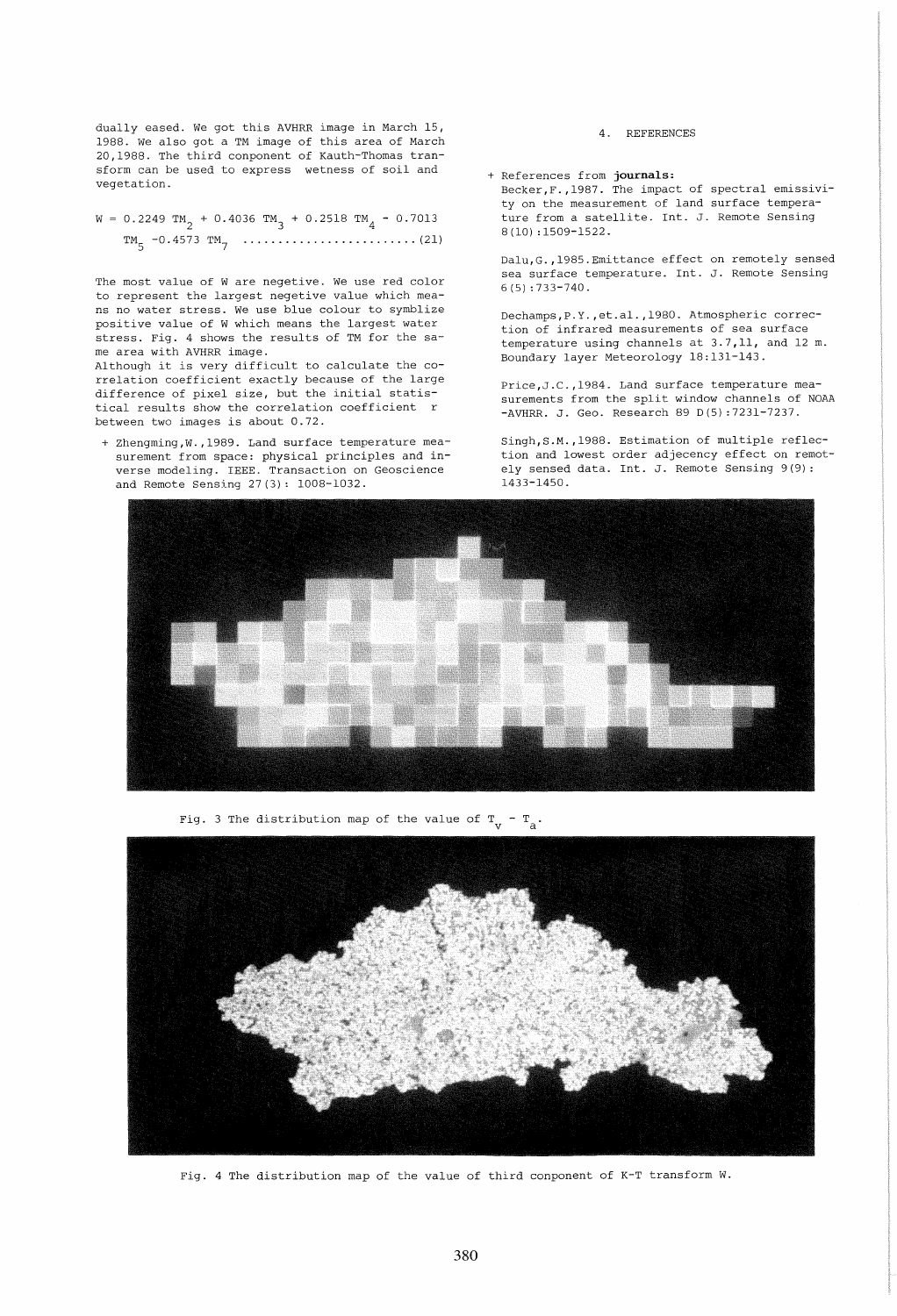dually eased. We got this AVHRR image in March 15, 1988. We also got a TM image of this area of March 20,1988. The third conponent of Kauth-Thomas transform can be used to express wetness of soil and vegetation.

$$W = 0.2249\ TM_2 + 0.4036\ TM_3 + 0.2518\ TM_4 - 0.7013\ TM_5 - 0.4573\ TM_7 \quad \ldots\ldots\ldots\ldots\ldots\ldots\ldots\ldots (21)$$

The most value of W are negetive. We use red color to represent the largest negetive value which means no water stress. We use blue colour to symblize positive value of W which means the largest water stress. Fig. 4 shows the results of TM for the same area with AVHRR image.

Although it is very difficult to calculate the correlation coefficient exactly because of the large difference of pixel size, but the initial statistical results show the correlation coefficient r between two images is about 0.72.

## 4. REFERENCES

+ References from **journals:**

Becker,F.,1987. The impact of spectral emissivity on the measurement of land surface temperature from a satellite. Int. J. Remote Sensing 8(10):1509-1522.

Dalu,G.,1985.Emittance effect on remotely sensed sea surface temperature. Int. J. Remote Sensing 6(5):733-740.

Dechamps,P.Y.,et.al.,1980. Atmospheric correction of infrared measurements of sea surface temperature using channels at 3.7,11, and 12 m. Boundary layer Meteorology 18:131-143.

Price,J.C.,1984. Land surface temperature measurements from the split window channels of NOAA -AVHRR. J. Geo. Research 89 D(5):7231-7237.

Singh,S.M.,1988. Estimation of multiple reflection and lowest order adjecency effect on remotely sensed data. Int. J. Remote Sensing 9(9): 1433-1450.

+ Zhengming,W.,1989. Land surface temperature measurement from space: physical principles and inverse modeling. IEEE. Transaction on Geoscience and Remote Sensing 27(3): 1008-1032.

Fig. 3 The distribution map of the value of $T_v - T_a$.

Fig. 4 The distribution map of the value of third conponent of K-T transform W.